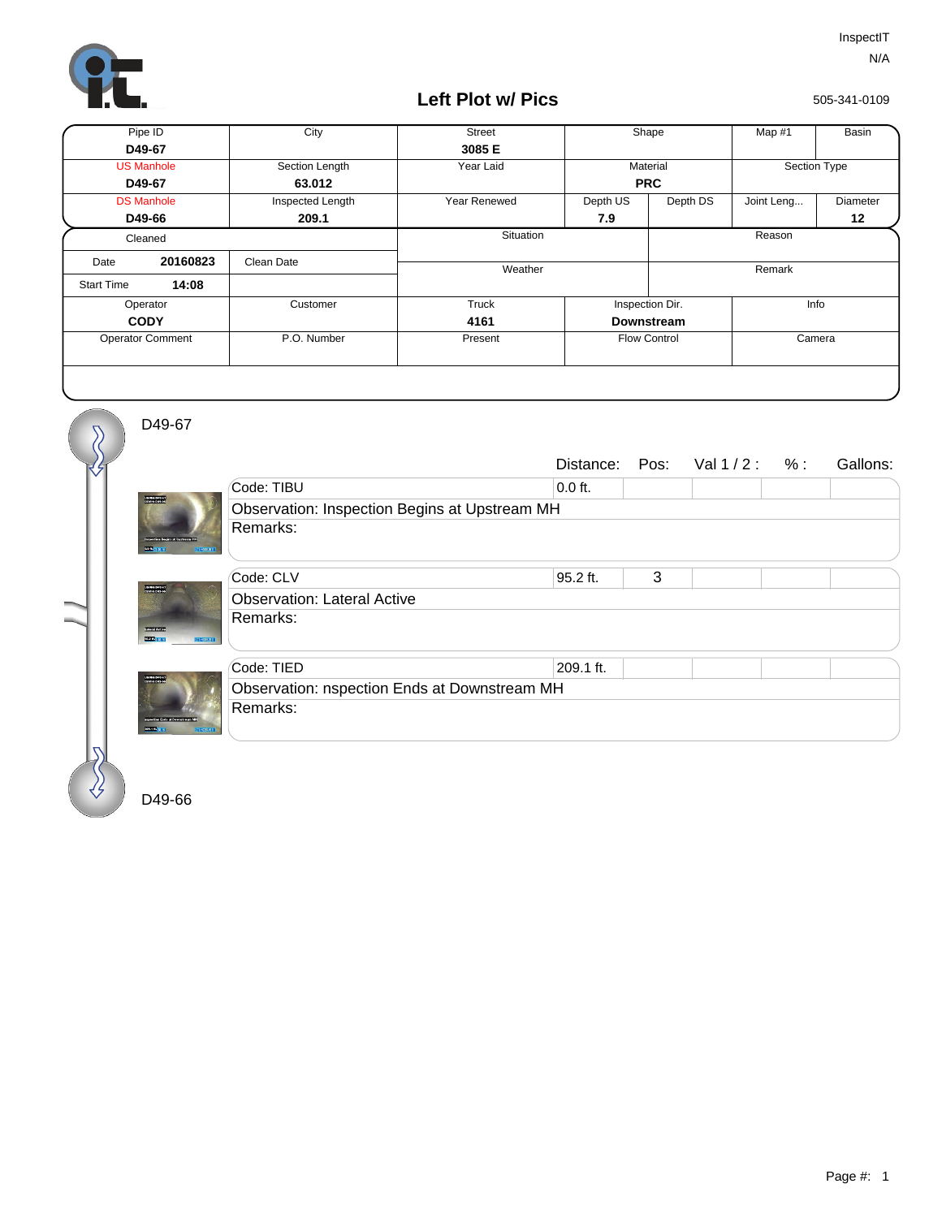InspectIT

N/A

505-341-0109

# Left Plot w/ Pics

| Pipe ID | City | Street | Shape | | Map #1 | Basin |
|---|---|---|---|---|---|---|
| **D49-67** | | **3085 E** | | | | |
| US Manhole | Section Length | Year Laid | Material | | Section Type | |
| **D49-67** | **63.012** | | **PRC** | | | |
| DS Manhole | Inspected Length | Year Renewed | Depth US | Depth DS | Joint Leng... | Diameter |
| **D49-66** | **209.1** | | **7.9** | | | **12** |

| Cleaned | | Situation | Reason |
|---|---|---|---|
| Date **20160823** | Clean Date | Weather | Remark |
| Start Time **14:08** | | | |

| Operator | Customer | Truck | Inspection Dir. | Info |
|---|---|---|---|---|
| **CODY** | | **4161** | **Downstream** | |
| Operator Comment | P.O. Number | Present | Flow Control | Camera |

D49-67

| | Distance: | Pos: | Val 1 / 2 : | % : | Gallons: |
|---|---|---|---|---|---|
| Code: TIBU | 0.0 ft. | | | | |
| Observation: Inspection Begins at Upstream MH | | | | | |
| Remarks: | | | | | |
| Code: CLV | 95.2 ft. | 3 | | | |
| Observation: Lateral Active | | | | | |
| Remarks: | | | | | |
| Code: TIED | 209.1 ft. | | | | |
| Observation: nspection Ends at Downstream MH | | | | | |
| Remarks: | | | | | |

D49-66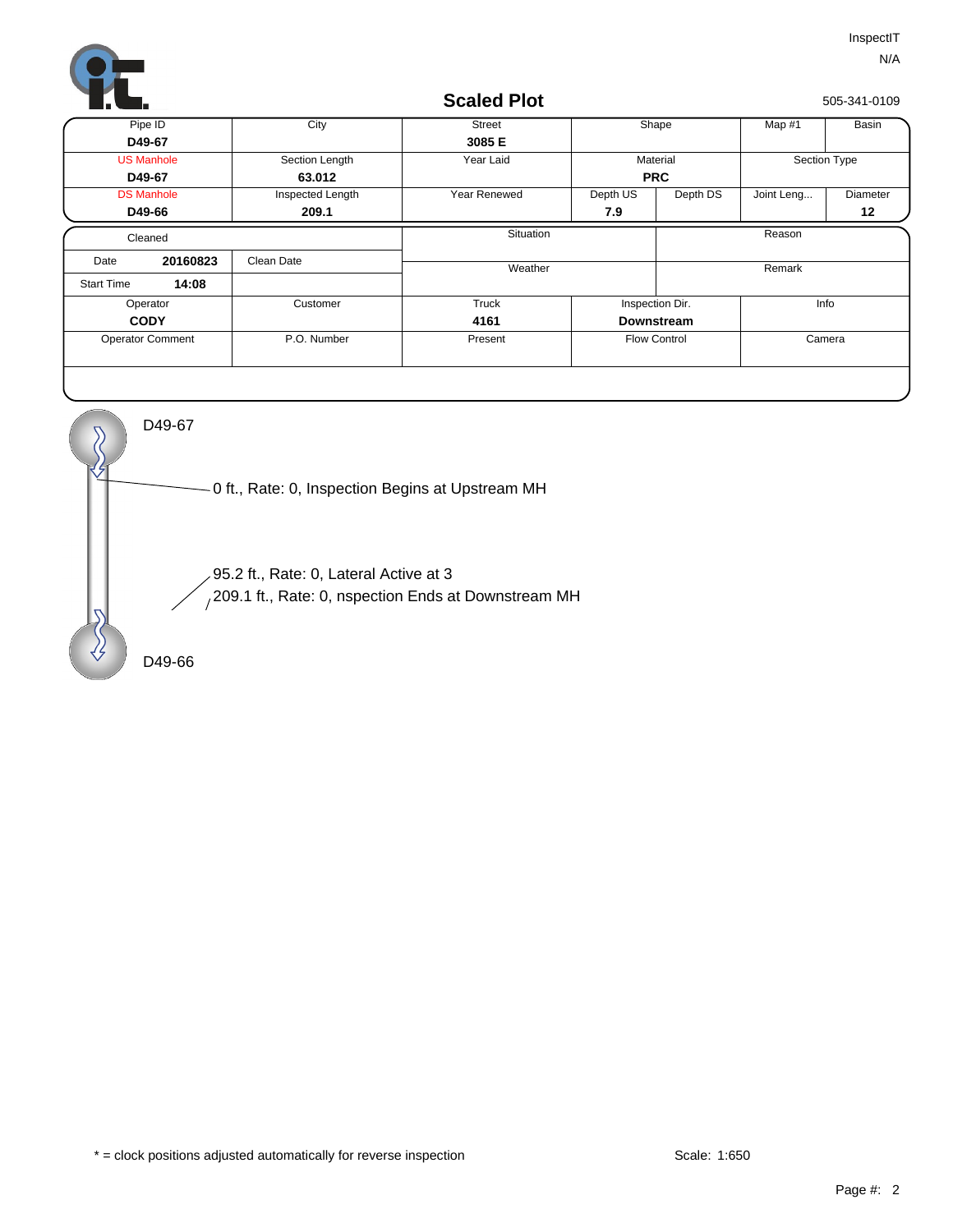InspectIT

N/A

# Scaled Plot

505-341-0109

| Pipe ID | City | Street | Shape | | Map #1 | Basin |
|---|---|---|---|---|---|---|
| D49-67 | | 3085 E | | | | |
| US Manhole | Section Length | Year Laid | Material | | Section Type | |
| D49-67 | 63.012 | | PRC | | | |
| DS Manhole | Inspected Length | Year Renewed | Depth US | Depth DS | Joint Leng... | Diameter |
| D49-66 | 209.1 | | 7.9 | | | 12 |

| Cleaned | | Situation | Reason |
|---|---|---|---|
| Date **20160823** | Clean Date | Weather | Remark |
| Start Time **14:08** | | | |
| Operator | Customer | Truck | Inspection Dir. | Info |
| **CODY** | | **4161** | **Downstream** | |
| Operator Comment | P.O. Number | Present | Flow Control | Camera |

D49-67

0 ft., Rate: 0, Inspection Begins at Upstream MH

95.2 ft., Rate: 0, Lateral Active at 3

209.1 ft., Rate: 0, nspection Ends at Downstream MH

D49-66

* = clock positions adjusted automatically for reverse inspection

Scale: 1:650